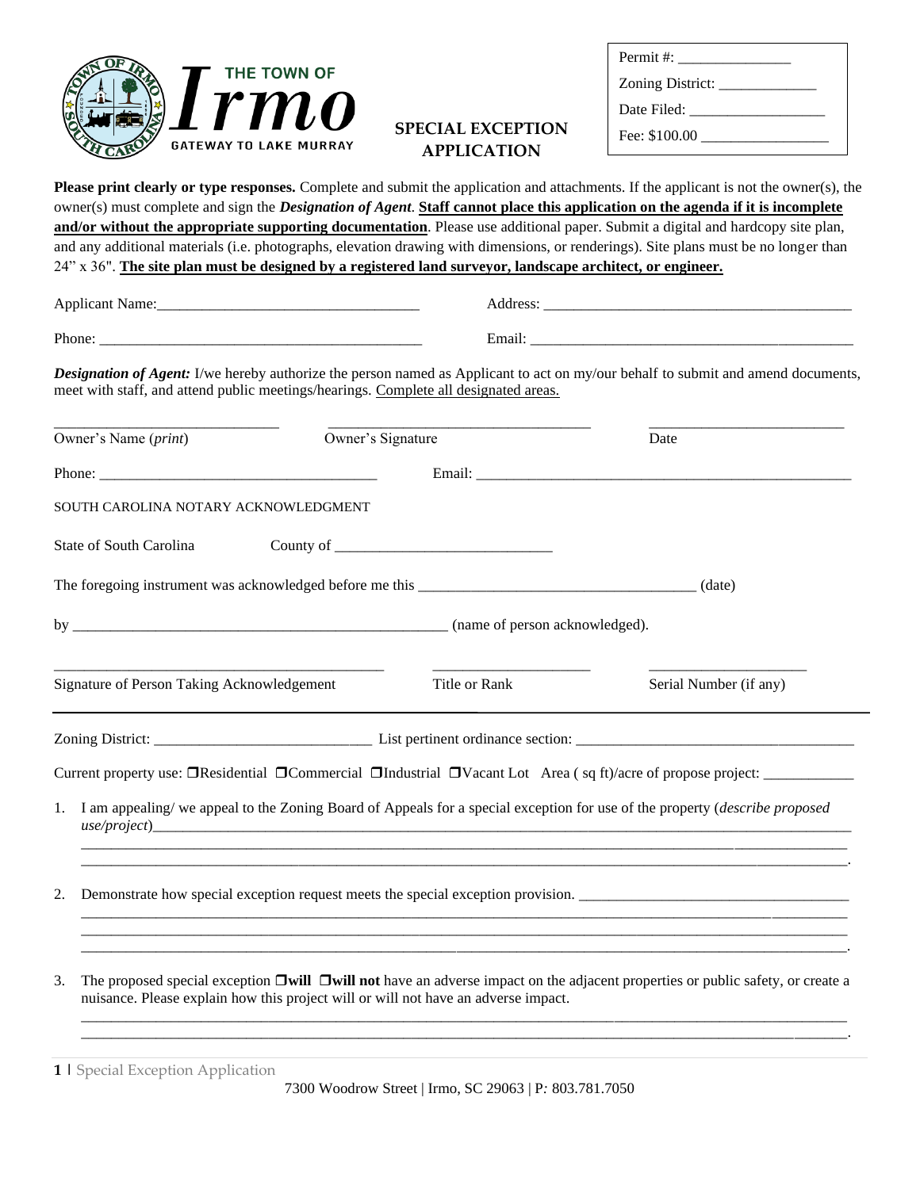THE TOWN OF **Irmo** GATEWAY TO LAKE MURRAY

# SPECIAL EXCEPTION APPLICATION

Permit #: _______________

Zoning District: _____________

Date Filed: __________________

Fee: $100.00 ________________

**Please print clearly or type responses.** Complete and submit the application and attachments. If the applicant is not the owner(s), the owner(s) must complete and sign the ***Designation of Agent***. **Staff cannot place this application on the agenda if it is incomplete and/or without the appropriate supporting documentation**. Please use additional paper. Submit a digital and hardcopy site plan, and any additional materials (i.e. photographs, elevation drawing with dimensions, or renderings). Site plans must be no longer than 24" x 36". **The site plan must be designed by a registered land surveyor, landscape architect, or engineer.**

Applicant Name:___________________________________ Address: _________________________________________

Phone: ___________________________________________ Email: ___________________________________________

***Designation of Agent:*** I/we hereby authorize the person named as Applicant to act on my/our behalf to submit and amend documents, meet with staff, and attend public meetings/hearings. Complete all designated areas.

_____________________________ _________________________________ _________________________

Owner's Name (*print*) Owner's Signature Date

Phone: ____________________________________ Email: ____________________________________________________

SOUTH CAROLINA NOTARY ACKNOWLEDGMENT

State of South Carolina County of ____________________________

The foregoing instrument was acknowledged before me this ____________________________________ (date)

by __________________________________________________ (name of person acknowledged).

___________________________________________ ____________________ ____________________

Signature of Person Taking Acknowledgement Title or Rank Serial Number (if any)

---

Zoning District: ____________________________ List pertinent ordinance section: ____________________________________

Current property use: ❒Residential ❒Commercial ❒Industrial ❒Vacant Lot Area ( sq ft)/acre of propose project: ____________

1. I am appealing/ we appeal to the Zoning Board of Appeals for a special exception for use of the property (*describe proposed use/project*)_____________________________________________________________________________________
_____________________________________________________________________________________________
_____________________________________________________________________________________________.

2. Demonstrate how special exception request meets the special exception provision. ___________________________________
_____________________________________________________________________________________________
_____________________________________________________________________________________________
_____________________________________________________________________________________________.

3. The proposed special exception ❒**will** ❒**will not** have an adverse impact on the adjacent properties or public safety, or create a nuisance. Please explain how this project will or will not have an adverse impact.
_____________________________________________________________________________________________
_____________________________________________________________________________________________.

7300 Woodrow Street | Irmo, SC 29063 | P: 803.781.7050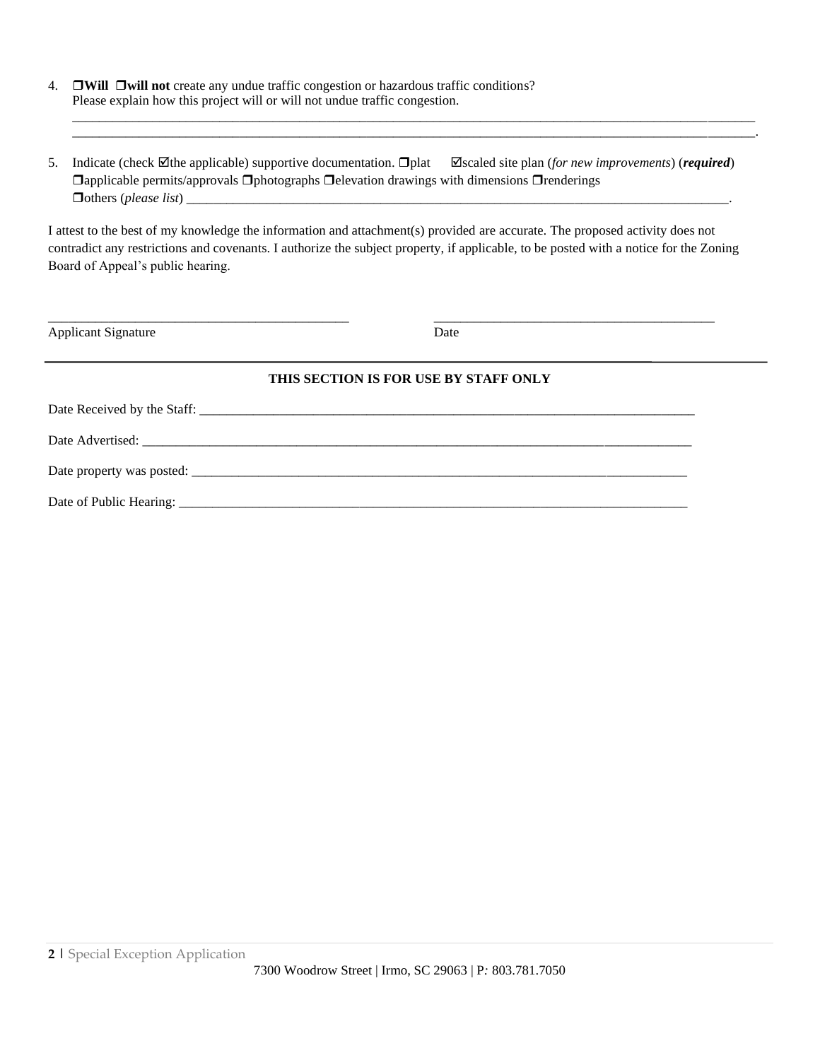4. ❒**Will** ❒**will not** create any undue traffic congestion or hazardous traffic conditions?
   Please explain how this project will or will not undue traffic congestion.
   ______________________________________________________________________________________________
   ______________________________________________________________________________________________.

5. Indicate (check ☑the applicable) supportive documentation. ❒plat ☑scaled site plan (*for new improvements*) (***required***)
   ❒applicable permits/approvals ❒photographs ❒elevation drawings with dimensions ❒renderings
   ❒others (*please list*) ______________________________________________________________________________.

I attest to the best of my knowledge the information and attachment(s) provided are accurate. The proposed activity does not contradict any restrictions and covenants. I authorize the subject property, if applicable, to be posted with a notice for the Zoning Board of Appeal's public hearing.

_____________________________________________ _____________________________________________
Applicant Signature Date

---

**THIS SECTION IS FOR USE BY STAFF ONLY**

Date Received by the Staff: ___________________________________________________________________________

Date Advertised: ___________________________________________________________________________________

Date property was posted: ____________________________________________________________________________

Date of Public Hearing: _______________________________________________________________________________

Special Exception Application

7300 Woodrow Street | Irmo, SC 29063 | P: 803.781.7050